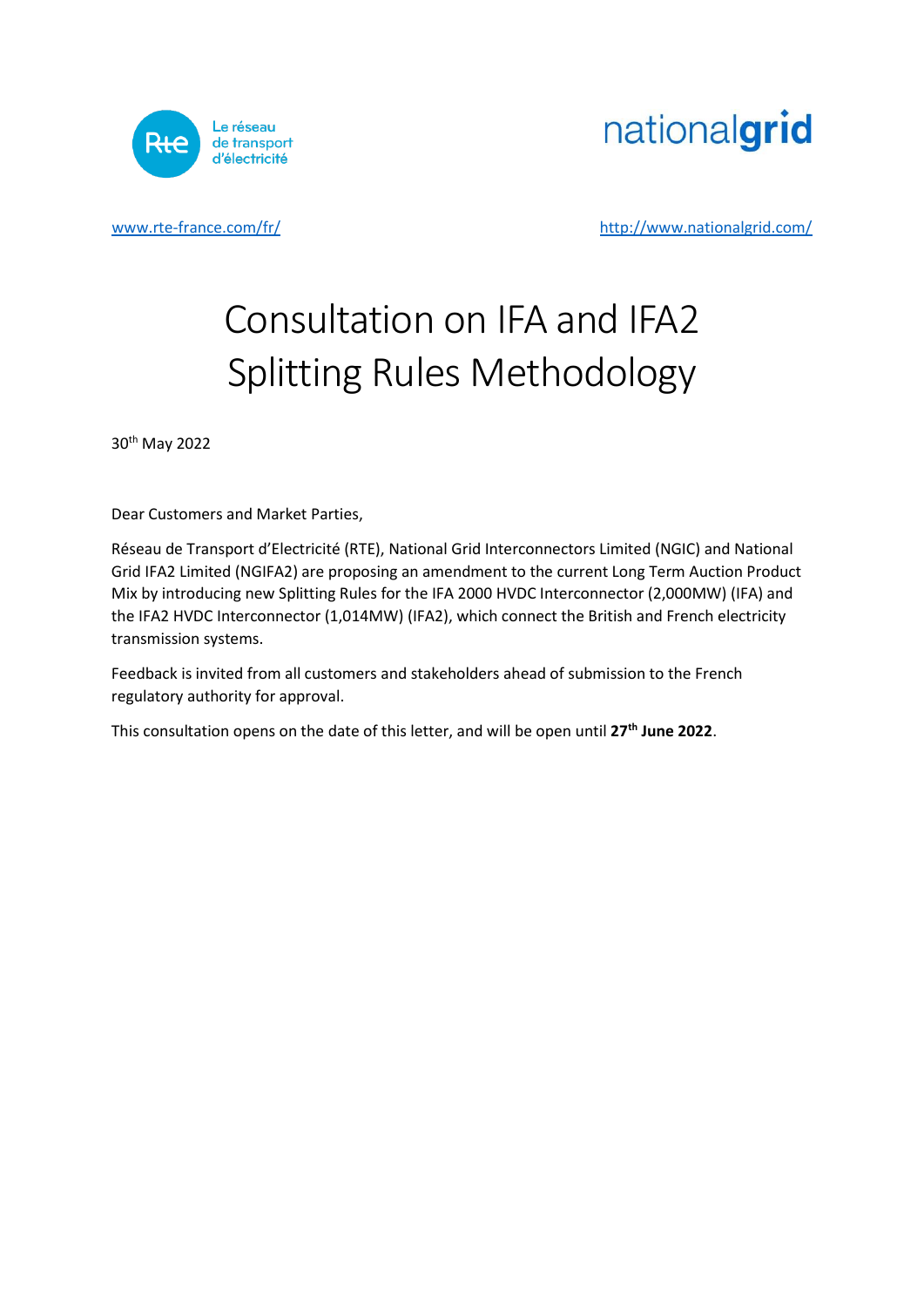Le réseau de transport d'électricité

nationalgrid

www.rte-france.com/fr/ http://www.nationalgrid.com/

# Consultation on IFA and IFA2 Splitting Rules Methodology

30th May 2022

Dear Customers and Market Parties,

Réseau de Transport d'Electricité (RTE), National Grid Interconnectors Limited (NGIC) and National Grid IFA2 Limited (NGIFA2) are proposing an amendment to the current Long Term Auction Product Mix by introducing new Splitting Rules for the IFA 2000 HVDC Interconnector (2,000MW) (IFA) and the IFA2 HVDC Interconnector (1,014MW) (IFA2), which connect the British and French electricity transmission systems.

Feedback is invited from all customers and stakeholders ahead of submission to the French regulatory authority for approval.

This consultation opens on the date of this letter, and will be open until **27th June 2022**.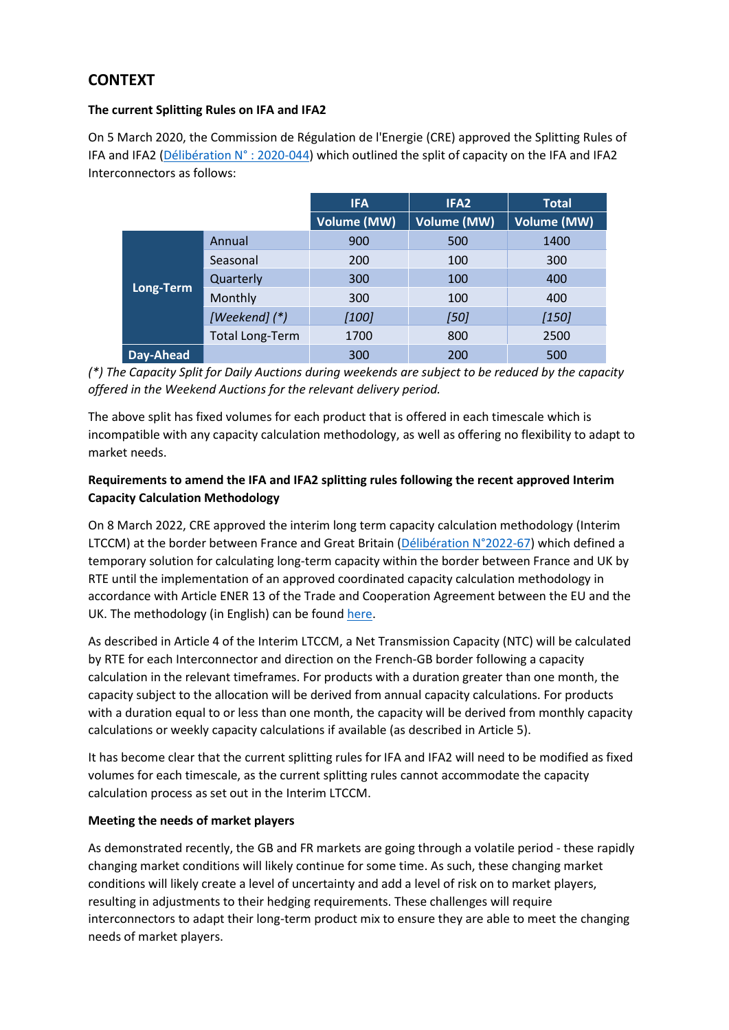## CONTEXT

**The current Splitting Rules on IFA and IFA2**

On 5 March 2020, the Commission de Régulation de l'Energie (CRE) approved the Splitting Rules of IFA and IFA2 (Délibération N° : 2020-044) which outlined the split of capacity on the IFA and IFA2 Interconnectors as follows:

| | | IFA | IFA2 | Total |
|---|---|---|---|---|
| | | Volume (MW) | Volume (MW) | Volume (MW) |
| Long-Term | Annual | 900 | 500 | 1400 |
| | Seasonal | 200 | 100 | 300 |
| | Quarterly | 300 | 100 | 400 |
| | Monthly | 300 | 100 | 400 |
| | *[Weekend] (*)* | *[100]* | *[50]* | *[150]* |
| | Total Long-Term | 1700 | 800 | 2500 |
| Day-Ahead | | 300 | 200 | 500 |

*(*) The Capacity Split for Daily Auctions during weekends are subject to be reduced by the capacity offered in the Weekend Auctions for the relevant delivery period.*

The above split has fixed volumes for each product that is offered in each timescale which is incompatible with any capacity calculation methodology, as well as offering no flexibility to adapt to market needs.

**Requirements to amend the IFA and IFA2 splitting rules following the recent approved Interim Capacity Calculation Methodology**

On 8 March 2022, CRE approved the interim long term capacity calculation methodology (Interim LTCCM) at the border between France and Great Britain (Délibération N°2022-67) which defined a temporary solution for calculating long-term capacity within the border between France and UK by RTE until the implementation of an approved coordinated capacity calculation methodology in accordance with Article ENER 13 of the Trade and Cooperation Agreement between the EU and the UK. The methodology (in English) can be found here.

As described in Article 4 of the Interim LTCCM, a Net Transmission Capacity (NTC) will be calculated by RTE for each Interconnector and direction on the French-GB border following a capacity calculation in the relevant timeframes. For products with a duration greater than one month, the capacity subject to the allocation will be derived from annual capacity calculations. For products with a duration equal to or less than one month, the capacity will be derived from monthly capacity calculations or weekly capacity calculations if available (as described in Article 5).

It has become clear that the current splitting rules for IFA and IFA2 will need to be modified as fixed volumes for each timescale, as the current splitting rules cannot accommodate the capacity calculation process as set out in the Interim LTCCM.

**Meeting the needs of market players**

As demonstrated recently, the GB and FR markets are going through a volatile period - these rapidly changing market conditions will likely continue for some time. As such, these changing market conditions will likely create a level of uncertainty and add a level of risk on to market players, resulting in adjustments to their hedging requirements. These challenges will require interconnectors to adapt their long-term product mix to ensure they are able to meet the changing needs of market players.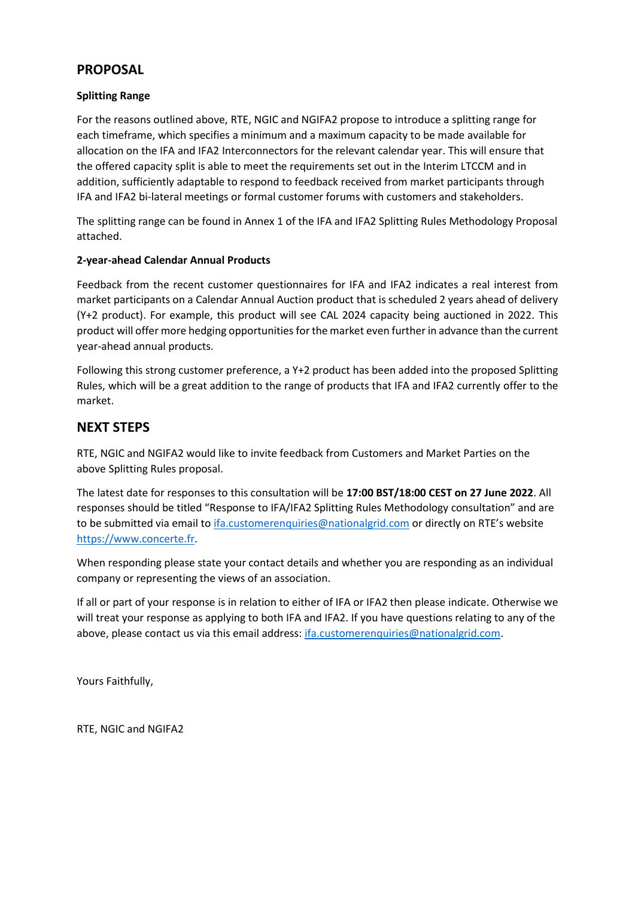## PROPOSAL

**Splitting Range**

For the reasons outlined above, RTE, NGIC and NGIFA2 propose to introduce a splitting range for each timeframe, which specifies a minimum and a maximum capacity to be made available for allocation on the IFA and IFA2 Interconnectors for the relevant calendar year. This will ensure that the offered capacity split is able to meet the requirements set out in the Interim LTCCM and in addition, sufficiently adaptable to respond to feedback received from market participants through IFA and IFA2 bi-lateral meetings or formal customer forums with customers and stakeholders.

The splitting range can be found in Annex 1 of the IFA and IFA2 Splitting Rules Methodology Proposal attached.

**2-year-ahead Calendar Annual Products**

Feedback from the recent customer questionnaires for IFA and IFA2 indicates a real interest from market participants on a Calendar Annual Auction product that is scheduled 2 years ahead of delivery (Y+2 product). For example, this product will see CAL 2024 capacity being auctioned in 2022. This product will offer more hedging opportunities for the market even further in advance than the current year-ahead annual products.

Following this strong customer preference, a Y+2 product has been added into the proposed Splitting Rules, which will be a great addition to the range of products that IFA and IFA2 currently offer to the market.

## NEXT STEPS

RTE, NGIC and NGIFA2 would like to invite feedback from Customers and Market Parties on the above Splitting Rules proposal.

The latest date for responses to this consultation will be **17:00 BST/18:00 CEST on 27 June 2022**. All responses should be titled "Response to IFA/IFA2 Splitting Rules Methodology consultation" and are to be submitted via email to ifa.customerenquiries@nationalgrid.com or directly on RTE's website https://www.concerte.fr.

When responding please state your contact details and whether you are responding as an individual company or representing the views of an association.

If all or part of your response is in relation to either of IFA or IFA2 then please indicate. Otherwise we will treat your response as applying to both IFA and IFA2. If you have questions relating to any of the above, please contact us via this email address: ifa.customerenquiries@nationalgrid.com.

Yours Faithfully,

RTE, NGIC and NGIFA2